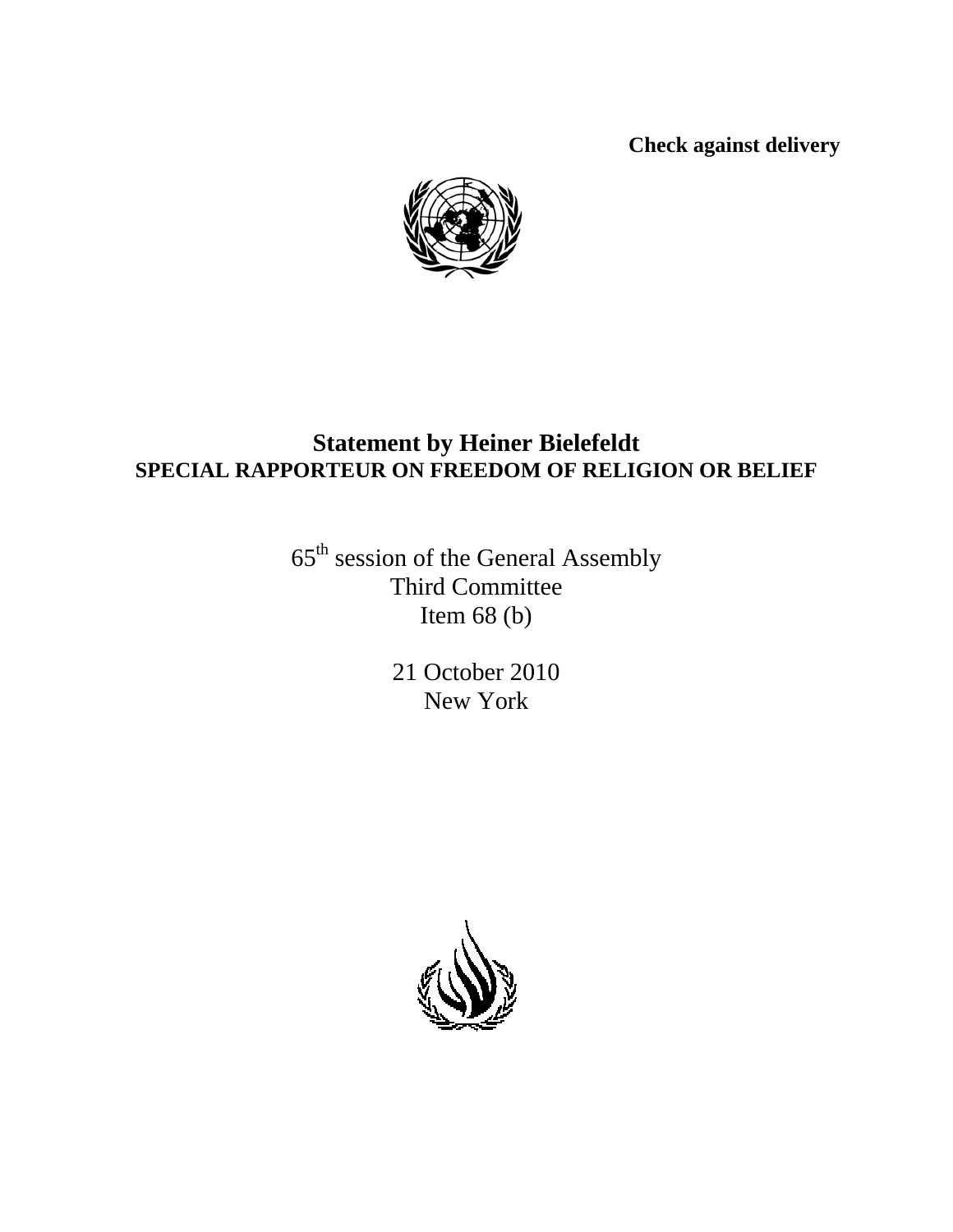**Check against delivery**

# Statement by Heiner Bielefeldt

## SPECIAL RAPPORTEUR ON FREEDOM OF RELIGION OR BELIEF

65th session of the General Assembly
Third Committee
Item 68 (b)

21 October 2010
New York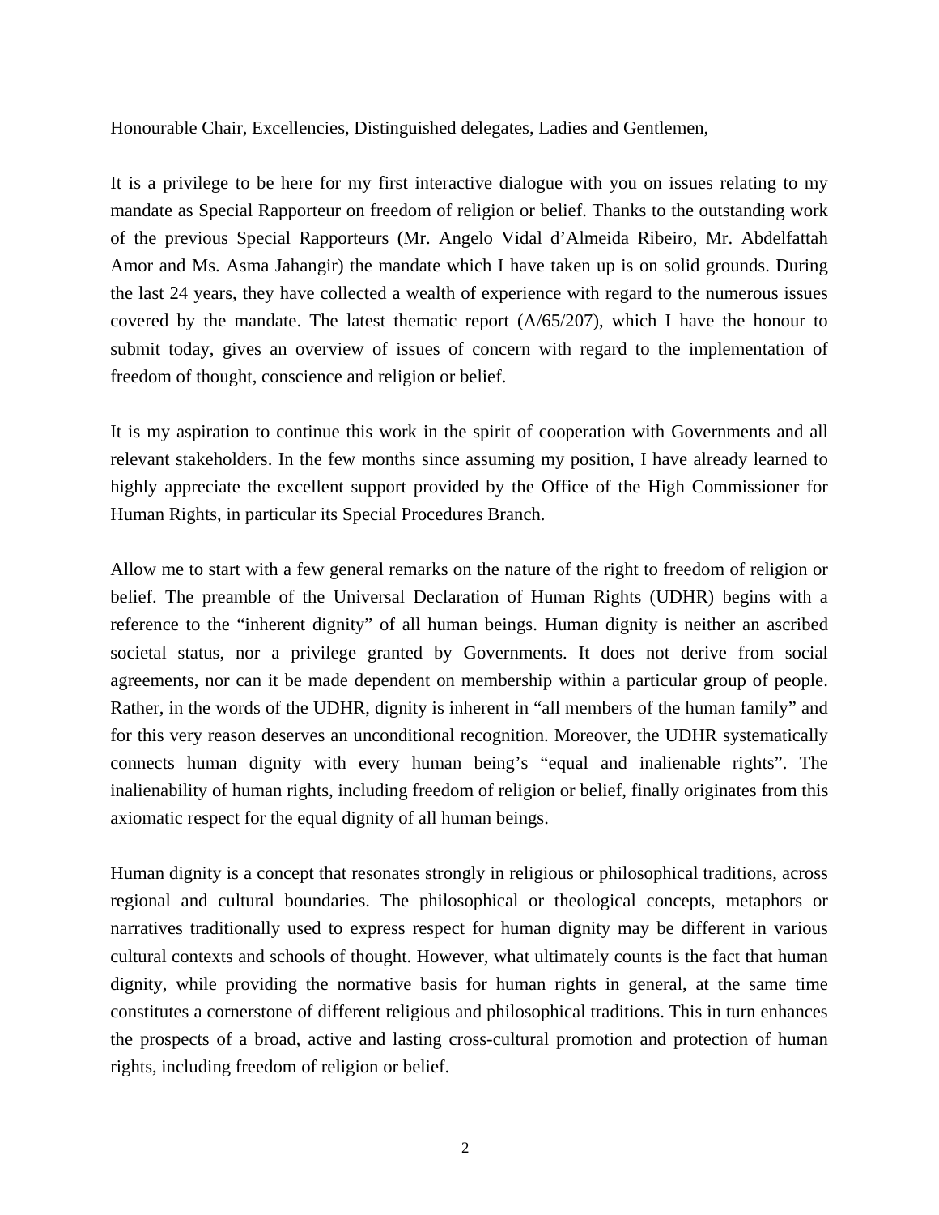Honourable Chair, Excellencies, Distinguished delegates, Ladies and Gentlemen,

It is a privilege to be here for my first interactive dialogue with you on issues relating to my mandate as Special Rapporteur on freedom of religion or belief. Thanks to the outstanding work of the previous Special Rapporteurs (Mr. Angelo Vidal d'Almeida Ribeiro, Mr. Abdelfattah Amor and Ms. Asma Jahangir) the mandate which I have taken up is on solid grounds. During the last 24 years, they have collected a wealth of experience with regard to the numerous issues covered by the mandate. The latest thematic report (A/65/207), which I have the honour to submit today, gives an overview of issues of concern with regard to the implementation of freedom of thought, conscience and religion or belief.

It is my aspiration to continue this work in the spirit of cooperation with Governments and all relevant stakeholders. In the few months since assuming my position, I have already learned to highly appreciate the excellent support provided by the Office of the High Commissioner for Human Rights, in particular its Special Procedures Branch.

Allow me to start with a few general remarks on the nature of the right to freedom of religion or belief. The preamble of the Universal Declaration of Human Rights (UDHR) begins with a reference to the "inherent dignity" of all human beings. Human dignity is neither an ascribed societal status, nor a privilege granted by Governments. It does not derive from social agreements, nor can it be made dependent on membership within a particular group of people. Rather, in the words of the UDHR, dignity is inherent in "all members of the human family" and for this very reason deserves an unconditional recognition. Moreover, the UDHR systematically connects human dignity with every human being's "equal and inalienable rights". The inalienability of human rights, including freedom of religion or belief, finally originates from this axiomatic respect for the equal dignity of all human beings.

Human dignity is a concept that resonates strongly in religious or philosophical traditions, across regional and cultural boundaries. The philosophical or theological concepts, metaphors or narratives traditionally used to express respect for human dignity may be different in various cultural contexts and schools of thought. However, what ultimately counts is the fact that human dignity, while providing the normative basis for human rights in general, at the same time constitutes a cornerstone of different religious and philosophical traditions. This in turn enhances the prospects of a broad, active and lasting cross-cultural promotion and protection of human rights, including freedom of religion or belief.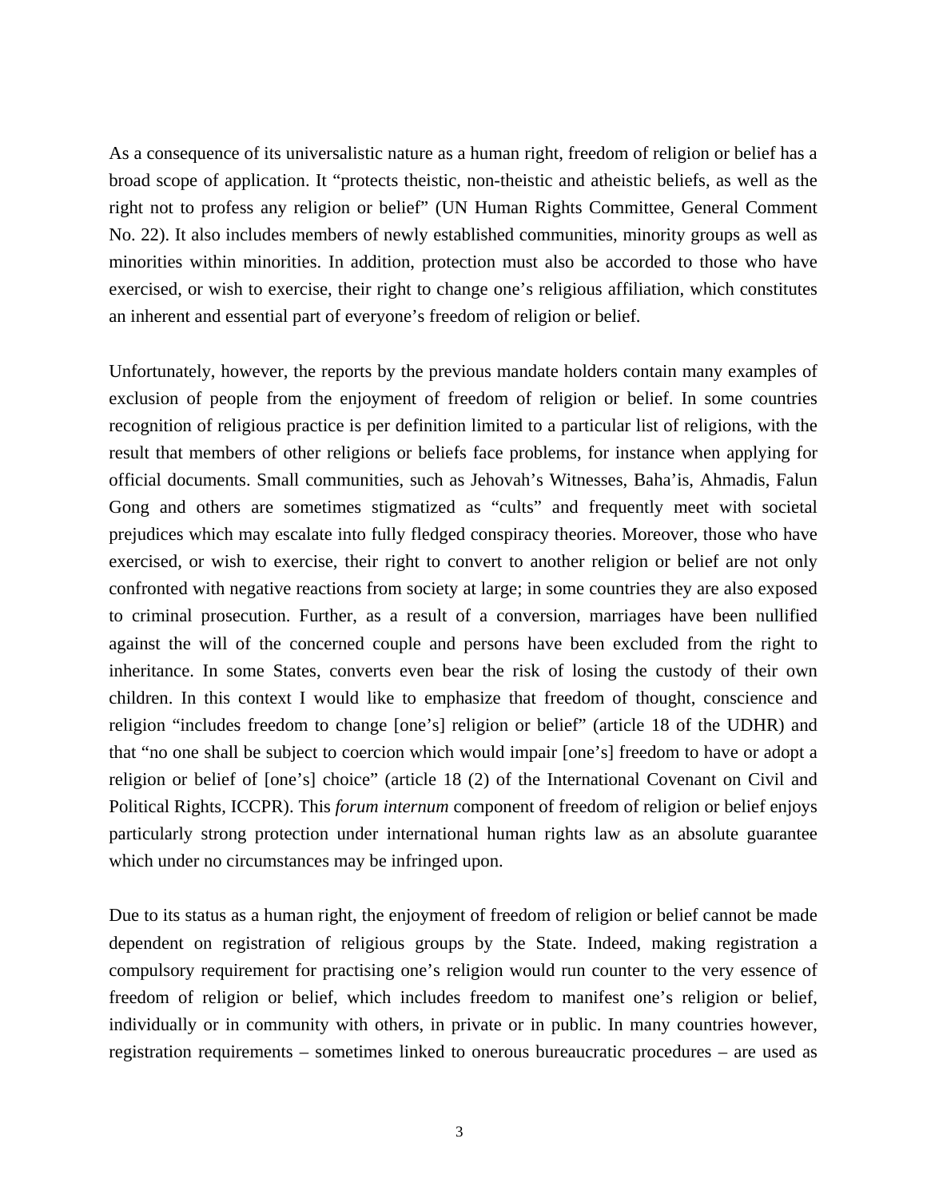As a consequence of its universalistic nature as a human right, freedom of religion or belief has a broad scope of application. It "protects theistic, non-theistic and atheistic beliefs, as well as the right not to profess any religion or belief" (UN Human Rights Committee, General Comment No. 22). It also includes members of newly established communities, minority groups as well as minorities within minorities. In addition, protection must also be accorded to those who have exercised, or wish to exercise, their right to change one's religious affiliation, which constitutes an inherent and essential part of everyone's freedom of religion or belief.

Unfortunately, however, the reports by the previous mandate holders contain many examples of exclusion of people from the enjoyment of freedom of religion or belief. In some countries recognition of religious practice is per definition limited to a particular list of religions, with the result that members of other religions or beliefs face problems, for instance when applying for official documents. Small communities, such as Jehovah's Witnesses, Baha'is, Ahmadis, Falun Gong and others are sometimes stigmatized as "cults" and frequently meet with societal prejudices which may escalate into fully fledged conspiracy theories. Moreover, those who have exercised, or wish to exercise, their right to convert to another religion or belief are not only confronted with negative reactions from society at large; in some countries they are also exposed to criminal prosecution. Further, as a result of a conversion, marriages have been nullified against the will of the concerned couple and persons have been excluded from the right to inheritance. In some States, converts even bear the risk of losing the custody of their own children. In this context I would like to emphasize that freedom of thought, conscience and religion "includes freedom to change [one's] religion or belief" (article 18 of the UDHR) and that "no one shall be subject to coercion which would impair [one's] freedom to have or adopt a religion or belief of [one's] choice" (article 18 (2) of the International Covenant on Civil and Political Rights, ICCPR). This *forum internum* component of freedom of religion or belief enjoys particularly strong protection under international human rights law as an absolute guarantee which under no circumstances may be infringed upon.

Due to its status as a human right, the enjoyment of freedom of religion or belief cannot be made dependent on registration of religious groups by the State. Indeed, making registration a compulsory requirement for practising one's religion would run counter to the very essence of freedom of religion or belief, which includes freedom to manifest one's religion or belief, individually or in community with others, in private or in public. In many countries however, registration requirements – sometimes linked to onerous bureaucratic procedures – are used as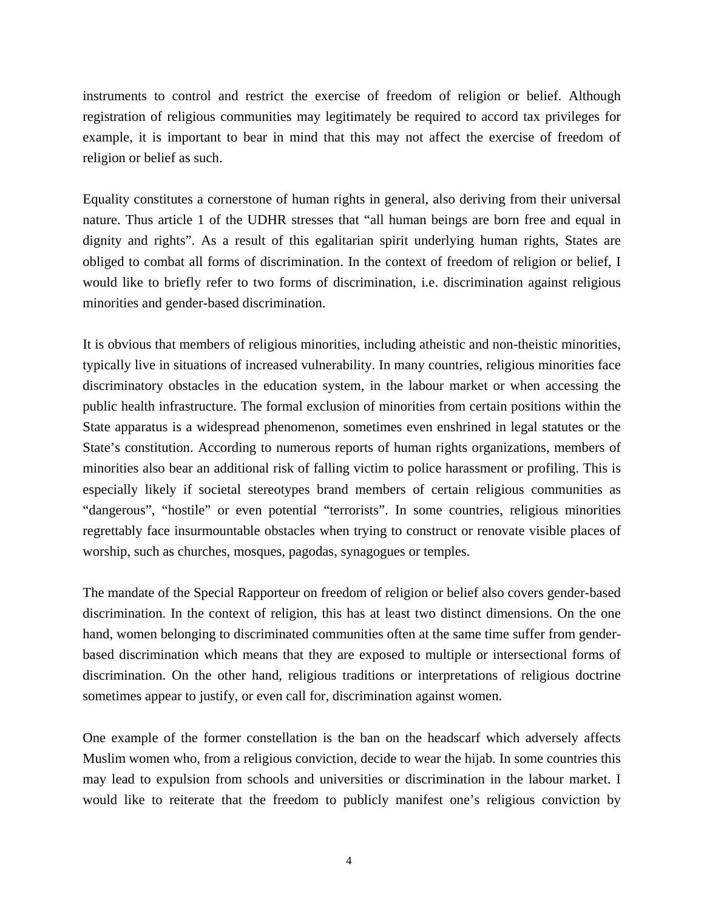instruments to control and restrict the exercise of freedom of religion or belief. Although registration of religious communities may legitimately be required to accord tax privileges for example, it is important to bear in mind that this may not affect the exercise of freedom of religion or belief as such.

Equality constitutes a cornerstone of human rights in general, also deriving from their universal nature. Thus article 1 of the UDHR stresses that "all human beings are born free and equal in dignity and rights". As a result of this egalitarian spirit underlying human rights, States are obliged to combat all forms of discrimination. In the context of freedom of religion or belief, I would like to briefly refer to two forms of discrimination, i.e. discrimination against religious minorities and gender-based discrimination.

It is obvious that members of religious minorities, including atheistic and non-theistic minorities, typically live in situations of increased vulnerability. In many countries, religious minorities face discriminatory obstacles in the education system, in the labour market or when accessing the public health infrastructure. The formal exclusion of minorities from certain positions within the State apparatus is a widespread phenomenon, sometimes even enshrined in legal statutes or the State's constitution. According to numerous reports of human rights organizations, members of minorities also bear an additional risk of falling victim to police harassment or profiling. This is especially likely if societal stereotypes brand members of certain religious communities as "dangerous", "hostile" or even potential "terrorists". In some countries, religious minorities regrettably face insurmountable obstacles when trying to construct or renovate visible places of worship, such as churches, mosques, pagodas, synagogues or temples.

The mandate of the Special Rapporteur on freedom of religion or belief also covers gender-based discrimination. In the context of religion, this has at least two distinct dimensions. On the one hand, women belonging to discriminated communities often at the same time suffer from gender-based discrimination which means that they are exposed to multiple or intersectional forms of discrimination. On the other hand, religious traditions or interpretations of religious doctrine sometimes appear to justify, or even call for, discrimination against women.

One example of the former constellation is the ban on the headscarf which adversely affects Muslim women who, from a religious conviction, decide to wear the hijab. In some countries this may lead to expulsion from schools and universities or discrimination in the labour market. I would like to reiterate that the freedom to publicly manifest one's religious conviction by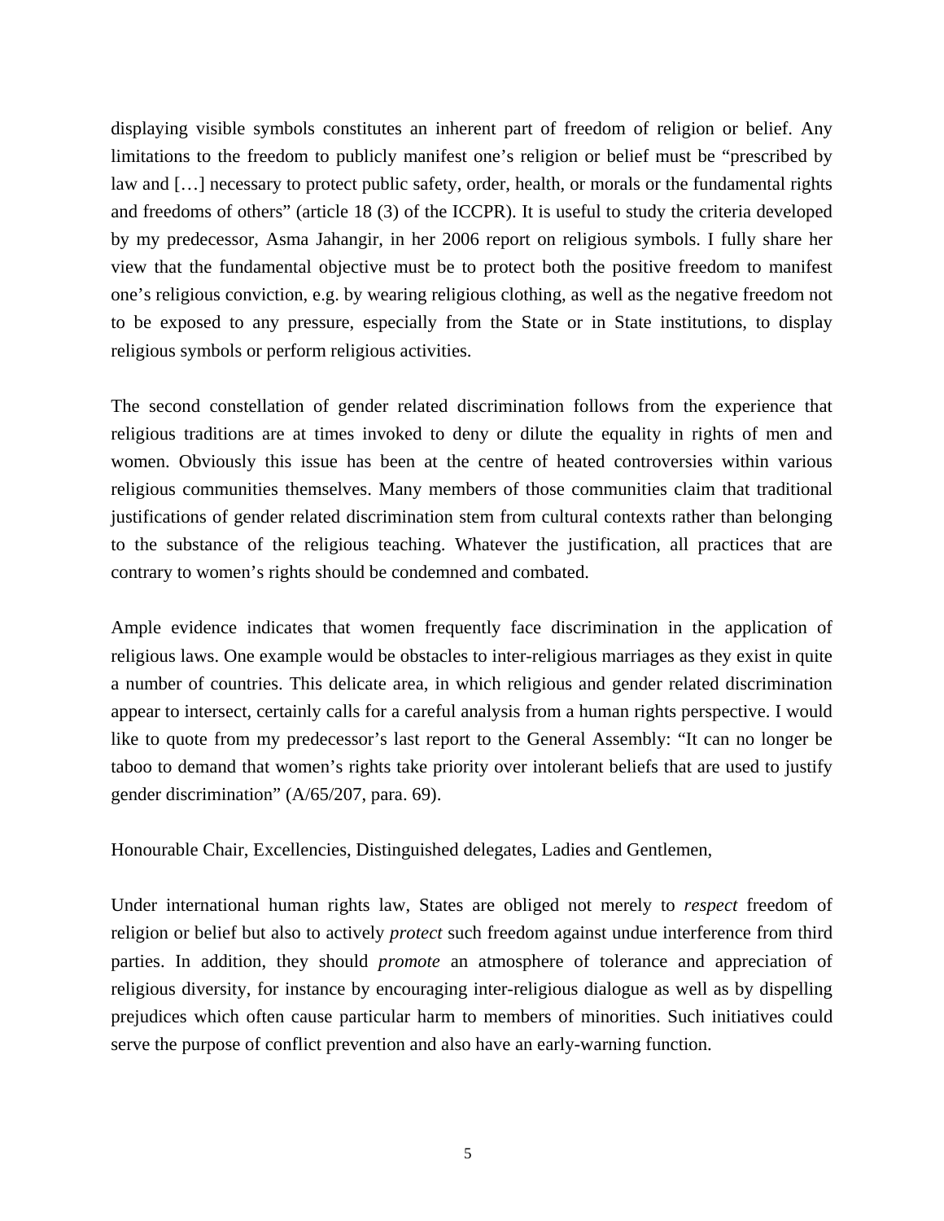displaying visible symbols constitutes an inherent part of freedom of religion or belief. Any limitations to the freedom to publicly manifest one's religion or belief must be "prescribed by law and […] necessary to protect public safety, order, health, or morals or the fundamental rights and freedoms of others" (article 18 (3) of the ICCPR). It is useful to study the criteria developed by my predecessor, Asma Jahangir, in her 2006 report on religious symbols. I fully share her view that the fundamental objective must be to protect both the positive freedom to manifest one's religious conviction, e.g. by wearing religious clothing, as well as the negative freedom not to be exposed to any pressure, especially from the State or in State institutions, to display religious symbols or perform religious activities.

The second constellation of gender related discrimination follows from the experience that religious traditions are at times invoked to deny or dilute the equality in rights of men and women. Obviously this issue has been at the centre of heated controversies within various religious communities themselves. Many members of those communities claim that traditional justifications of gender related discrimination stem from cultural contexts rather than belonging to the substance of the religious teaching. Whatever the justification, all practices that are contrary to women's rights should be condemned and combated.

Ample evidence indicates that women frequently face discrimination in the application of religious laws. One example would be obstacles to inter-religious marriages as they exist in quite a number of countries. This delicate area, in which religious and gender related discrimination appear to intersect, certainly calls for a careful analysis from a human rights perspective. I would like to quote from my predecessor's last report to the General Assembly: "It can no longer be taboo to demand that women's rights take priority over intolerant beliefs that are used to justify gender discrimination" (A/65/207, para. 69).

Honourable Chair, Excellencies, Distinguished delegates, Ladies and Gentlemen,

Under international human rights law, States are obliged not merely to *respect* freedom of religion or belief but also to actively *protect* such freedom against undue interference from third parties. In addition, they should *promote* an atmosphere of tolerance and appreciation of religious diversity, for instance by encouraging inter-religious dialogue as well as by dispelling prejudices which often cause particular harm to members of minorities. Such initiatives could serve the purpose of conflict prevention and also have an early-warning function.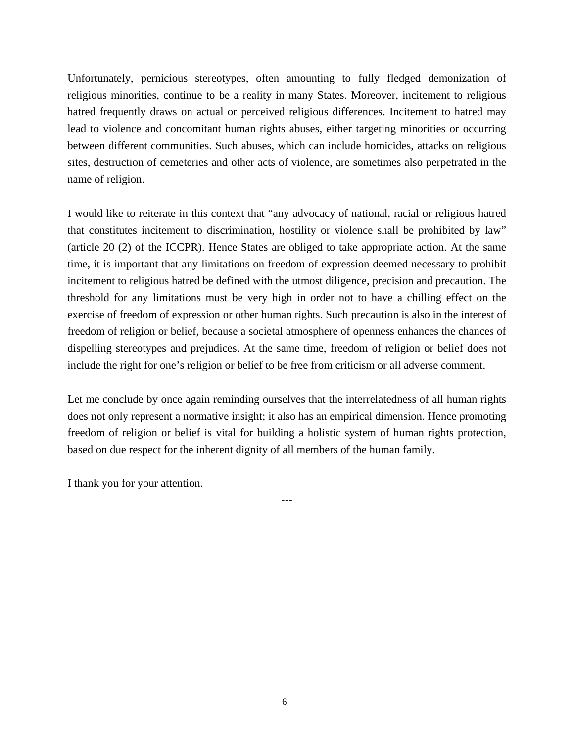Unfortunately, pernicious stereotypes, often amounting to fully fledged demonization of religious minorities, continue to be a reality in many States. Moreover, incitement to religious hatred frequently draws on actual or perceived religious differences. Incitement to hatred may lead to violence and concomitant human rights abuses, either targeting minorities or occurring between different communities. Such abuses, which can include homicides, attacks on religious sites, destruction of cemeteries and other acts of violence, are sometimes also perpetrated in the name of religion.

I would like to reiterate in this context that "any advocacy of national, racial or religious hatred that constitutes incitement to discrimination, hostility or violence shall be prohibited by law" (article 20 (2) of the ICCPR). Hence States are obliged to take appropriate action. At the same time, it is important that any limitations on freedom of expression deemed necessary to prohibit incitement to religious hatred be defined with the utmost diligence, precision and precaution. The threshold for any limitations must be very high in order not to have a chilling effect on the exercise of freedom of expression or other human rights. Such precaution is also in the interest of freedom of religion or belief, because a societal atmosphere of openness enhances the chances of dispelling stereotypes and prejudices. At the same time, freedom of religion or belief does not include the right for one's religion or belief to be free from criticism or all adverse comment.

Let me conclude by once again reminding ourselves that the interrelatedness of all human rights does not only represent a normative insight; it also has an empirical dimension. Hence promoting freedom of religion or belief is vital for building a holistic system of human rights protection, based on due respect for the inherent dignity of all members of the human family.

I thank you for your attention.

---